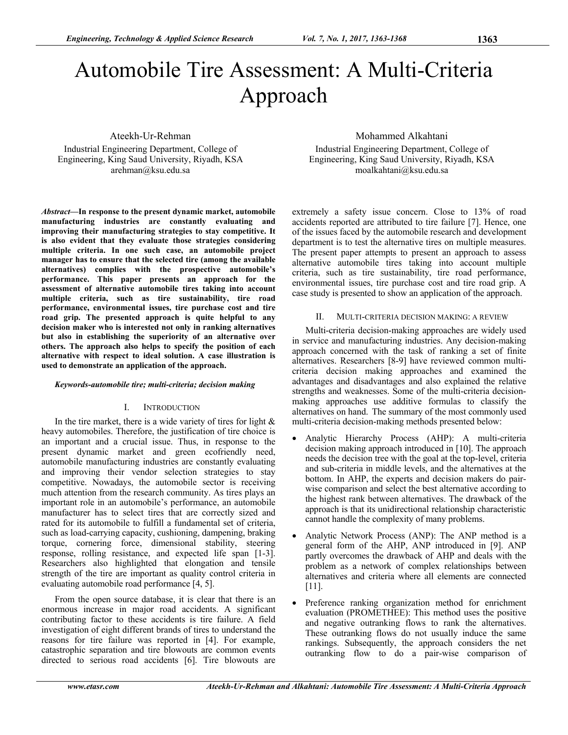# Automobile Tire Assessment: A Multi-Criteria Approach

Ateekh-Ur-Rehman
Industrial Engineering Department, College of Engineering, King Saud University, Riyadh, KSA
arehman@ksu.edu.sa

Mohammed Alkahtani
Industrial Engineering Department, College of Engineering, King Saud University, Riyadh, KSA
moalkahtani@ksu.edu.sa

***Abstract*—In response to the present dynamic market, automobile manufacturing industries are constantly evaluating and improving their manufacturing strategies to stay competitive. It is also evident that they evaluate those strategies considering multiple criteria. In one such case, an automobile project manager has to ensure that the selected tire (among the available alternatives) complies with the prospective automobile's performance. This paper presents an approach for the assessment of alternative automobile tires taking into account multiple criteria, such as tire sustainability, tire road performance, environmental issues, tire purchase cost and tire road grip. The presented approach is quite helpful to any decision maker who is interested not only in ranking alternatives but also in establishing the superiority of an alternative over others. The approach also helps to specify the position of each alternative with respect to ideal solution. A case illustration is used to demonstrate an application of the approach.**

***Keywords-automobile tire; multi-criteria; decision making***

## I. Introduction

In the tire market, there is a wide variety of tires for light & heavy automobiles. Therefore, the justification of tire choice is an important and a crucial issue. Thus, in response to the present dynamic market and green ecofriendly need, automobile manufacturing industries are constantly evaluating and improving their vendor selection strategies to stay competitive. Nowadays, the automobile sector is receiving much attention from the research community. As tires plays an important role in an automobile's performance, an automobile manufacturer has to select tires that are correctly sized and rated for its automobile to fulfill a fundamental set of criteria, such as load-carrying capacity, cushioning, dampening, braking torque, cornering force, dimensional stability, steering response, rolling resistance, and expected life span [1-3]. Researchers also highlighted that elongation and tensile strength of the tire are important as quality control criteria in evaluating automobile road performance [4, 5].

From the open source database, it is clear that there is an enormous increase in major road accidents. A significant contributing factor to these accidents is tire failure. A field investigation of eight different brands of tires to understand the reasons for tire failure was reported in [4]. For example, catastrophic separation and tire blowouts are common events directed to serious road accidents [6]. Tire blowouts are extremely a safety issue concern. Close to 13% of road accidents reported are attributed to tire failure [7]. Hence, one of the issues faced by the automobile research and development department is to test the alternative tires on multiple measures. The present paper attempts to present an approach to assess alternative automobile tires taking into account multiple criteria, such as tire sustainability, tire road performance, environmental issues, tire purchase cost and tire road grip. A case study is presented to show an application of the approach.

## II. Multi-criteria decision making: a review

Multi-criteria decision-making approaches are widely used in service and manufacturing industries. Any decision-making approach concerned with the task of ranking a set of finite alternatives. Researchers [8-9] have reviewed common multi-criteria decision making approaches and examined the advantages and disadvantages and also explained the relative strengths and weaknesses. Some of the multi-criteria decision-making approaches use additive formulas to classify the alternatives on hand. The summary of the most commonly used multi-criteria decision-making methods presented below:

- Analytic Hierarchy Process (AHP): A multi-criteria decision making approach introduced in [10]. The approach needs the decision tree with the goal at the top-level, criteria and sub-criteria in middle levels, and the alternatives at the bottom. In AHP, the experts and decision makers do pair-wise comparison and select the best alternative according to the highest rank between alternatives. The drawback of the approach is that its unidirectional relationship characteristic cannot handle the complexity of many problems.
- Analytic Network Process (ANP): The ANP method is a general form of the AHP, ANP introduced in [9]. ANP partly overcomes the drawback of AHP and deals with the problem as a network of complex relationships between alternatives and criteria where all elements are connected [11].
- Preference ranking organization method for enrichment evaluation (PROMETHEE): This method uses the positive and negative outranking flows to rank the alternatives. These outranking flows do not usually induce the same rankings. Subsequently, the approach considers the net outranking flow to do a pair-wise comparison of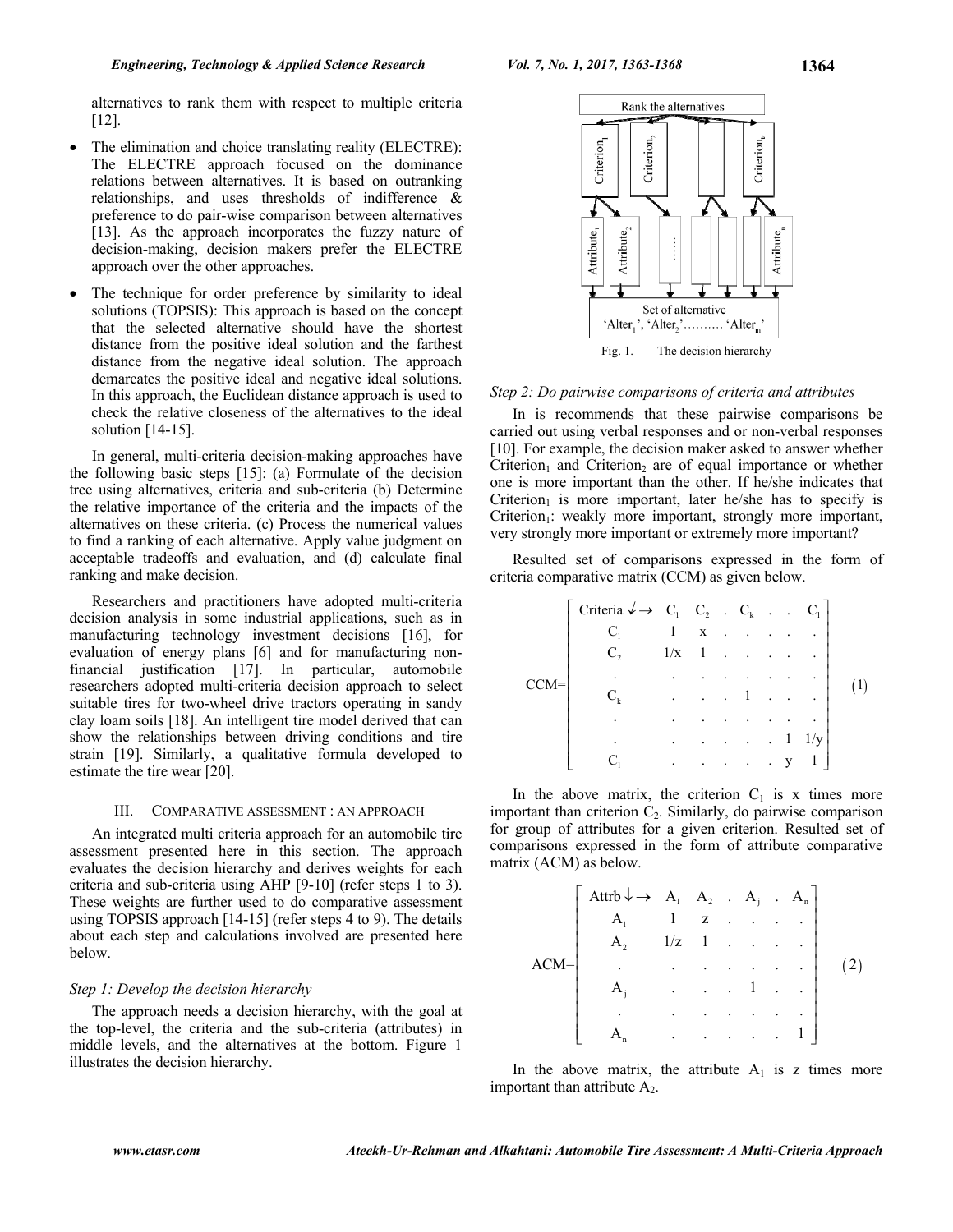alternatives to rank them with respect to multiple criteria [12].

- The elimination and choice translating reality (ELECTRE): The ELECTRE approach focused on the dominance relations between alternatives. It is based on outranking relationships, and uses thresholds of indifference & preference to do pair-wise comparison between alternatives [13]. As the approach incorporates the fuzzy nature of decision-making, decision makers prefer the ELECTRE approach over the other approaches.
- The technique for order preference by similarity to ideal solutions (TOPSIS): This approach is based on the concept that the selected alternative should have the shortest distance from the positive ideal solution and the farthest distance from the negative ideal solution. The approach demarcates the positive ideal and negative ideal solutions. In this approach, the Euclidean distance approach is used to check the relative closeness of the alternatives to the ideal solution [14-15].

In general, multi-criteria decision-making approaches have the following basic steps [15]: (a) Formulate of the decision tree using alternatives, criteria and sub-criteria (b) Determine the relative importance of the criteria and the impacts of the alternatives on these criteria. (c) Process the numerical values to find a ranking of each alternative. Apply value judgment on acceptable tradeoffs and evaluation, and (d) calculate final ranking and make decision.

Researchers and practitioners have adopted multi-criteria decision analysis in some industrial applications, such as in manufacturing technology investment decisions [16], for evaluation of energy plans [6] and for manufacturing non-financial justification [17]. In particular, automobile researchers adopted multi-criteria decision approach to select suitable tires for two-wheel drive tractors operating in sandy clay loam soils [18]. An intelligent tire model derived that can show the relationships between driving conditions and tire strain [19]. Similarly, a qualitative formula developed to estimate the tire wear [20].

## III. Comparative assessment : an approach

An integrated multi criteria approach for an automobile tire assessment presented here in this section. The approach evaluates the decision hierarchy and derives weights for each criteria and sub-criteria using AHP [9-10] (refer steps 1 to 3). These weights are further used to do comparative assessment using TOPSIS approach [14-15] (refer steps 4 to 9). The details about each step and calculations involved are presented here below.

### *Step 1: Develop the decision hierarchy*

The approach needs a decision hierarchy, with the goal at the top-level, the criteria and the sub-criteria (attributes) in middle levels, and the alternatives at the bottom. Figure 1 illustrates the decision hierarchy.

Rank the alternatives

$\text{Criterion}_1$, $\text{Criterion}_2$, …, $\text{Criterion}_k$

$\text{Attribute}_1$, $\text{Attribute}_2$, ……, $\text{Attribute}_n$

Set of alternative
'$\text{Alter}_1$', '$\text{Alter}_2$'……… '$\text{Alter}_m$'

Fig. 1. The decision hierarchy

### *Step 2: Do pairwise comparisons of criteria and attributes*

In is recommends that these pairwise comparisons be carried out using verbal responses and or non-verbal responses [10]. For example, the decision maker asked to answer whether $\text{Criterion}_1$ and $\text{Criterion}_2$ are of equal importance or whether one is more important than the other. If he/she indicates that $\text{Criterion}_1$ is more important, later he/she has to specify is $\text{Criterion}_1$: weakly more important, strongly more important, very strongly more important or extremely more important?

Resulted set of comparisons expressed in the form of criteria comparative matrix (CCM) as given below.

$$
\text{CCM}=\begin{bmatrix}
\text{Criteria} \downarrow\rightarrow & C_1 & C_2 & . & C_k & . & . & C_l \\
C_1 & 1 & x & . & . & . & . & . \\
C_2 & 1/x & 1 & . & . & . & . & . \\
. & . & . & . & . & . & . & . \\
C_k & . & . & . & 1 & . & . & . \\
. & . & . & . & . & . & . & . \\
. & . & . & . & . & . & 1 & 1/y \\
C_l & . & . & . & . & . & y & 1
\end{bmatrix} \quad (1)
$$

In the above matrix, the criterion $C_1$ is x times more important than criterion $C_2$. Similarly, do pairwise comparison for group of attributes for a given criterion. Resulted set of comparisons expressed in the form of attribute comparative matrix (ACM) as below.

$$
\text{ACM}=\begin{bmatrix}
\text{Attrb} \downarrow\rightarrow & A_1 & A_2 & . & A_j & . & A_n \\
A_1 & 1 & z & . & . & . & . \\
A_2 & 1/z & 1 & . & . & . & . \\
. & . & . & . & . & . & . \\
A_j & . & . & . & 1 & . & . \\
. & . & . & . & . & . & . \\
A_n & . & . & . & . & . & 1
\end{bmatrix} \quad (2)
$$

In the above matrix, the attribute $A_1$ is z times more important than attribute $A_2$.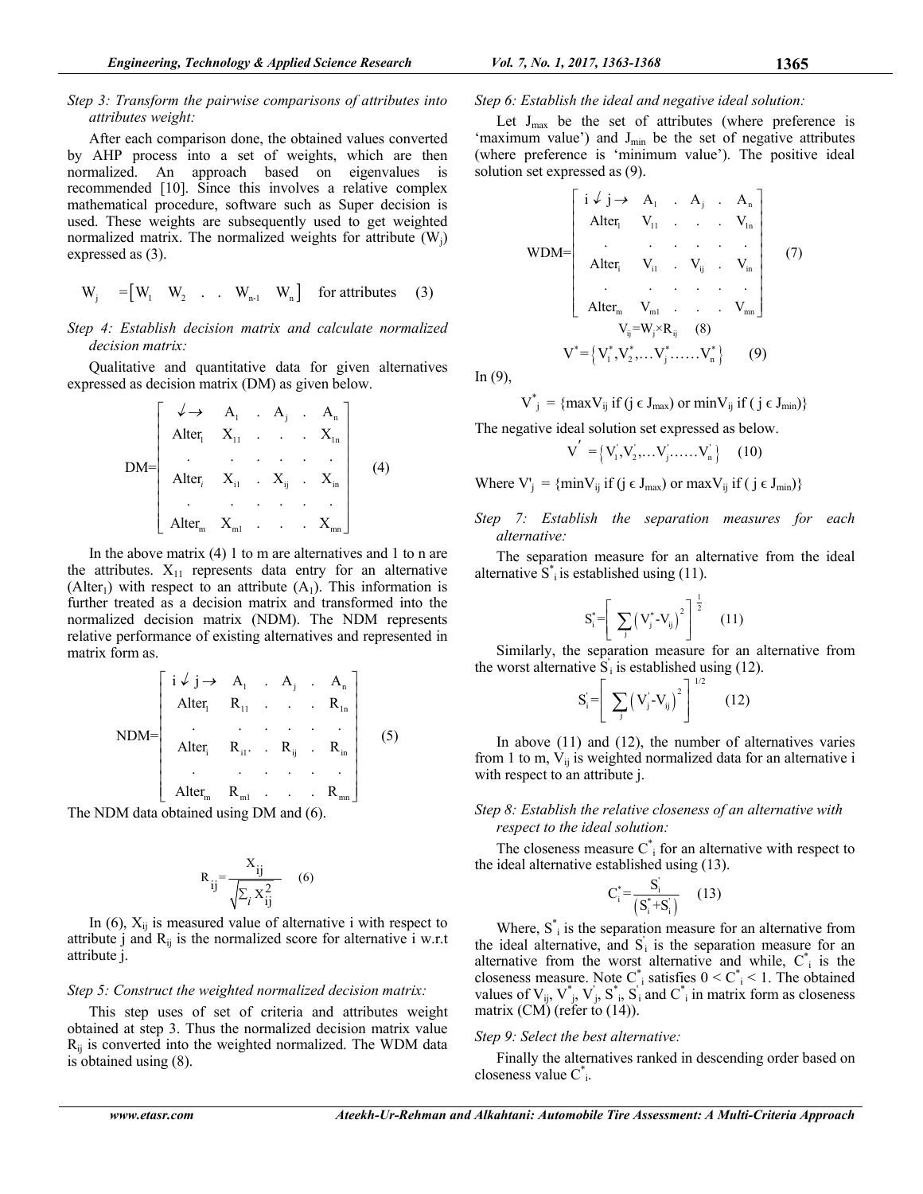*Step 3: Transform the pairwise comparisons of attributes into attributes weight:*

After each comparison done, the obtained values converted by AHP process into a set of weights, which are then normalized. An approach based on eigenvalues is recommended [10]. Since this involves a relative complex mathematical procedure, software such as Super decision is used. These weights are subsequently used to get weighted normalized matrix. The normalized weights for attribute ($W_j$) expressed as (3).

$$W_j = \begin{bmatrix} W_1 & W_2 & . & . & W_{n-1} & W_n \end{bmatrix} \quad \text{for attributes} \quad (3)$$

*Step 4: Establish decision matrix and calculate normalized decision matrix:*

Qualitative and quantitative data for given alternatives expressed as decision matrix (DM) as given below.

$$DM=\begin{bmatrix} \downarrow\rightarrow & A_1 & . & A_j & . & A_n \\ \text{Alter}_1 & X_{11} & . & . & . & X_{1n} \\ . & . & . & . & . & . \\ \text{Alter}_i & X_{i1} & . & X_{ij} & . & X_{in} \\ . & . & . & . & . & . \\ \text{Alter}_m & X_{m1} & . & . & . & X_{mn} \end{bmatrix} \quad (4)$$

In the above matrix (4) 1 to m are alternatives and 1 to n are the attributes. $X_{11}$ represents data entry for an alternative ($\text{Alter}_1$) with respect to an attribute ($A_1$). This information is further treated as a decision matrix and transformed into the normalized decision matrix (NDM). The NDM represents relative performance of existing alternatives and represented in matrix form as.

$$NDM=\begin{bmatrix} i\downarrow j\rightarrow & A_1 & . & A_j & . & A_n \\ \text{Alter}_1 & R_{11} & . & . & . & R_{1n} \\ . & . & . & . & . & . \\ \text{Alter}_i & R_{i1} & . & R_{ij} & . & R_{in} \\ . & . & . & . & . & . \\ \text{Alter}_m & R_{m1} & . & . & . & R_{mn} \end{bmatrix} \quad (5)$$

The NDM data obtained using DM and (6).

$$R_{ij} = \frac{X_{ij}}{\sqrt{\sum_i X_{ij}^2}} \quad (6)$$

In (6), $X_{ij}$ is measured value of alternative i with respect to attribute j and $R_{ij}$ is the normalized score for alternative i w.r.t attribute j.

*Step 5: Construct the weighted normalized decision matrix:*

This step uses of set of criteria and attributes weight obtained at step 3. Thus the normalized decision matrix value $R_{ij}$ is converted into the weighted normalized. The WDM data is obtained using (8).

*Step 6: Establish the ideal and negative ideal solution:*

Let $J_{max}$ be the set of attributes (where preference is 'maximum value') and $J_{min}$ be the set of negative attributes (where preference is 'minimum value'). The positive ideal solution set expressed as (9).

$$WDM=\begin{bmatrix} i\downarrow j\rightarrow & A_1 & . & A_j & . & A_n \\ \text{Alter}_1 & V_{11} & . & . & . & V_{1n} \\ . & . & . & . & . & . \\ \text{Alter}_i & V_{i1} & . & V_{ij} & . & V_{in} \\ . & . & . & . & . & . \\ \text{Alter}_m & V_{m1} & . & . & . & V_{mn} \end{bmatrix} \quad (7)$$

$$V_{ij} = W_j \times R_{ij} \quad (8)$$

$$V^* = \left\{ V_1^*, V_2^*, \ldots V_j^* \ldots\ldots V_n^* \right\} \quad (9)$$

In (9),

$V^*_j$ = {max$V_{ij}$ if ($j \in J_{max}$) or min$V_{ij}$ if ( $j \in J_{min}$)}

The negative ideal solution set expressed as below.

$$V' = \left\{ V_1', V_2', \ldots V_j' \ldots\ldots V_n' \right\} \quad (10)$$

Where $V'_j$ = {min$V_{ij}$ if ($j \in J_{max}$) or max$V_{ij}$ if ( $j \in J_{min}$)}

*Step 7: Establish the separation measures for each alternative:*

The separation measure for an alternative from the ideal alternative $S^*_i$ is established using (11).

$$S_i^* = \left[ \sum_j \left( V_j^* - V_{ij} \right)^2 \right]^{\frac{1}{2}} \quad (11)$$

Similarly, the separation measure for an alternative from the worst alternative $S'_i$ is established using (12).

$$S_i' = \left[ \sum_j \left( V_j' - V_{ij} \right)^2 \right]^{1/2} \quad (12)$$

In above (11) and (12), the number of alternatives varies from 1 to m, $V_{ij}$ is weighted normalized data for an alternative i with respect to an attribute j.

*Step 8: Establish the relative closeness of an alternative with respect to the ideal solution:*

The closeness measure $C^*_i$ for an alternative with respect to the ideal alternative established using (13).

$$C_i^* = \frac{S_i'}{\left( S_i^* + S_i' \right)} \quad (13)$$

Where, $S^*_i$ is the separation measure for an alternative from the ideal alternative, and $S'_i$ is the separation measure for an alternative from the worst alternative, $C^*_i$ is the closeness measure. Note $C^*_i$ satisfies $0 < C^*_i < 1$. The obtained values of $V_{ij}$, $V^*_j$, $V'_j$, $S^*_i$, $S'_i$ and $C^*_i$ in matrix form as closeness matrix (CM) (refer to (14)).

*Step 9: Select the best alternative:*

Finally the alternatives ranked in descending order based on closeness value $C^*_i$.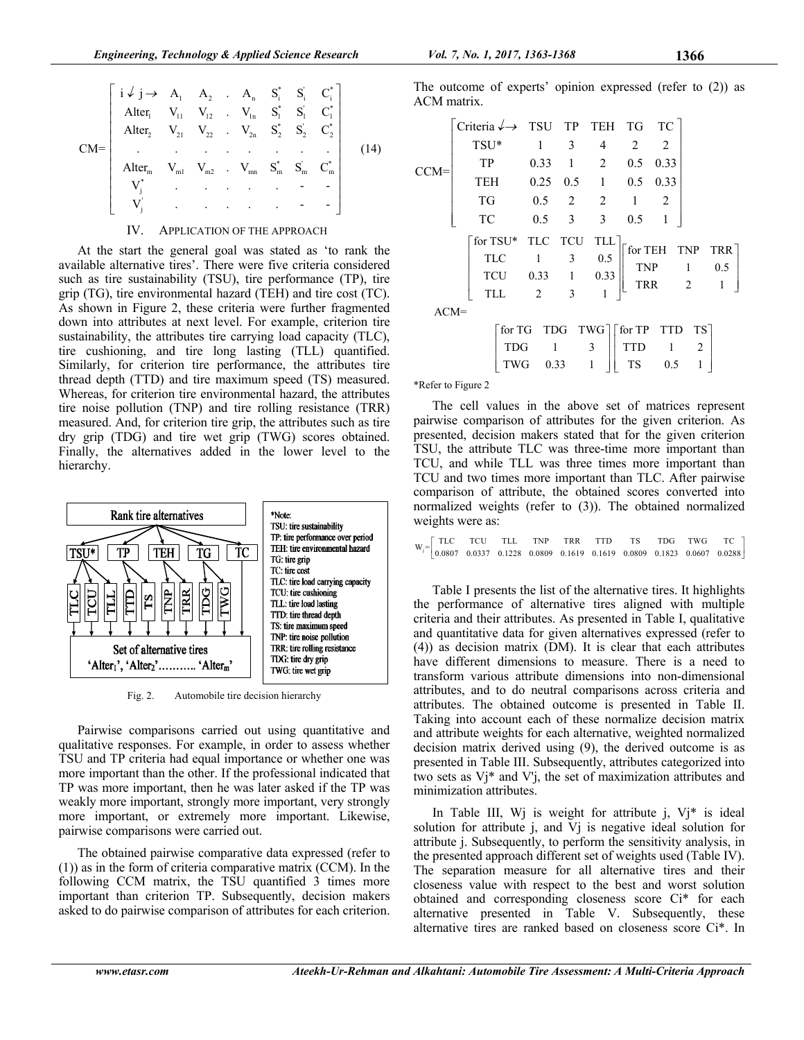$$
CM=\begin{bmatrix}
i \downarrow j \rightarrow & A_1 & A_2 & . & A_n & S_i^* & S_i^{'} & C_i^* \\
Alter_1 & V_{11} & V_{12} & . & V_{1n} & S_1^* & S_1^{'} & C_1^* \\
Alter_2 & V_{21} & V_{22} & . & V_{2n} & S_2^* & S_2^{'} & C_2^* \\
. & . & . & . & . & . & . & . \\
Alter_m & V_{m1} & V_{m2} & . & V_{mn} & S_m^* & S_m^{'} & C_m^* \\
V_j^* & . & . & . & . & . & - & - \\
V_j^{'} & . & . & . & . & . & - & -
\end{bmatrix} \quad (14)
$$

## IV. Application of the Approach

At the start the general goal was stated as 'to rank the available alternative tires'. There were five criteria considered such as tire sustainability (TSU), tire performance (TP), tire grip (TG), tire environmental hazard (TEH) and tire cost (TC). As shown in Figure 2, these criteria were further fragmented down into attributes at next level. For example, criterion tire sustainability, the attributes tire carrying load capacity (TLC), tire cushioning, and tire long lasting (TLL) quantified. Similarly, for criterion tire performance, the attributes tire thread depth (TTD) and tire maximum speed (TS) measured. Whereas, for criterion tire environmental hazard, the attributes tire noise pollution (TNP) and tire rolling resistance (TRR) measured. And, for criterion tire grip, the attributes such as tire dry grip (TDG) and tire wet grip (TWG) scores obtained. Finally, the alternatives added in the lower level to the hierarchy.

Rank tire alternatives

TSU* | TP | TEH | TG | TC

TLC | TCU | TLL | TTD | TS | TNP | TRR | TDG | TWG

Set of alternative tires 'Alter₁', 'Alter₂'……….. 'Alterₘ'

*Note:
TSU: tire sustainability
TP: tire performance over period
TEH: tire environmental hazard
TG: tire grip
TC: tire cost
TLC: tire load carrying capacity
TCU: tire cushioning
TLL: tire load lasting
TTD: tire thread depth
TS: tire maximum speed
TNP: tire noise pollution
TRR: tire rolling resistance
TDG: tire dry grip
TWG: tire wet grip

Fig. 2. Automobile tire decision hierarchy

Pairwise comparisons carried out using quantitative and qualitative responses. For example, in order to assess whether TSU and TP criteria had equal importance or whether one was more important than the other. If the professional indicated that TP was more important, then he was later asked if the TP was weakly more important, strongly more important, very strongly more important, or extremely more important. Likewise, pairwise comparisons were carried out.

The obtained pairwise comparative data expressed (refer to (1)) as in the form of criteria comparative matrix (CCM). In the following CCM matrix, the TSU quantified 3 times more important than criterion TP. Subsequently, decision makers asked to do pairwise comparison of attributes for each criterion. The outcome of experts' opinion expressed (refer to (2)) as ACM matrix.

$$
CCM=\begin{bmatrix}
\text{Criteria} \downarrow \rightarrow & TSU & TP & TEH & TG & TC \\
TSU^* & 1 & 3 & 4 & 2 & 2 \\
TP & 0.33 & 1 & 2 & 0.5 & 0.33 \\
TEH & 0.25 & 0.5 & 1 & 0.5 & 0.33 \\
TG & 0.5 & 2 & 2 & 1 & 2 \\
TC & 0.5 & 3 & 3 & 0.5 & 1
\end{bmatrix}
$$

$$
ACM=\begin{matrix}
\begin{bmatrix}
\text{for } TSU^* & TLC & TCU & TLL \\
TLC & 1 & 3 & 0.5 \\
TCU & 0.33 & 1 & 0.33 \\
TLL & 2 & 3 & 1
\end{bmatrix}
\begin{bmatrix}
\text{for } TEH & TNP & TRR \\
TNP & 1 & 0.5 \\
TRR & 2 & 1
\end{bmatrix} \\
\begin{bmatrix}
\text{for } TG & TDG & TWG \\
TDG & 1 & 3 \\
TWG & 0.33 & 1
\end{bmatrix}
\begin{bmatrix}
\text{for } TP & TTD & TS \\
TTD & 1 & 2 \\
TS & 0.5 & 1
\end{bmatrix}
\end{matrix}
$$

*Refer to Figure 2

The cell values in the above set of matrices represent pairwise comparison of attributes for the given criterion. As presented, decision makers stated that for the given criterion TSU, the attribute TLC was three-time more important than TCU, and while TLL was three times more important than TCU and two times more important than TLC. After pairwise comparison of attribute, the obtained scores converted into normalized weights (refer to (3)). The obtained normalized weights were as:

$$
W_j=\begin{bmatrix}
TLC & TCU & TLL & TNP & TRR & TTD & TS & TDG & TWG & TC \\
0.0807 & 0.0337 & 0.1228 & 0.0809 & 0.1619 & 0.1619 & 0.0809 & 0.1823 & 0.0607 & 0.0288
\end{bmatrix}
$$

Table I presents the list of the alternative tires. It highlights the performance of alternative tires aligned with multiple criteria and their attributes. As presented in Table I, qualitative and quantitative data for given alternatives expressed (refer to (4)) as decision matrix (DM). It is clear that each attributes have different dimensions to measure. There is a need to transform various attribute dimensions into non-dimensional attributes, and to do neutral comparisons across criteria and attributes. The obtained outcome is presented in Table II. Taking into account each of these normalize decision matrix and attribute weights for each alternative, weighted normalized decision matrix derived using (9), the derived outcome is as presented in Table III. Subsequently, attributes categorized into two sets as $V_j^*$ and $V'_j$, the set of maximization attributes and minimization attributes.

In Table III, $W_j$ is weight for attribute j, $V_j^*$ is ideal solution for attribute j, and $V_j$ is negative ideal solution for attribute j. Subsequently, to perform the sensitivity analysis, in the presented approach different set of weights used (Table IV). The separation measure for all alternative tires and their closeness value with respect to the best and worst solution obtained and corresponding closeness score $C_i^*$ for each alternative presented in Table V. Subsequently, these alternative tires are ranked based on closeness score $C_i^*$. In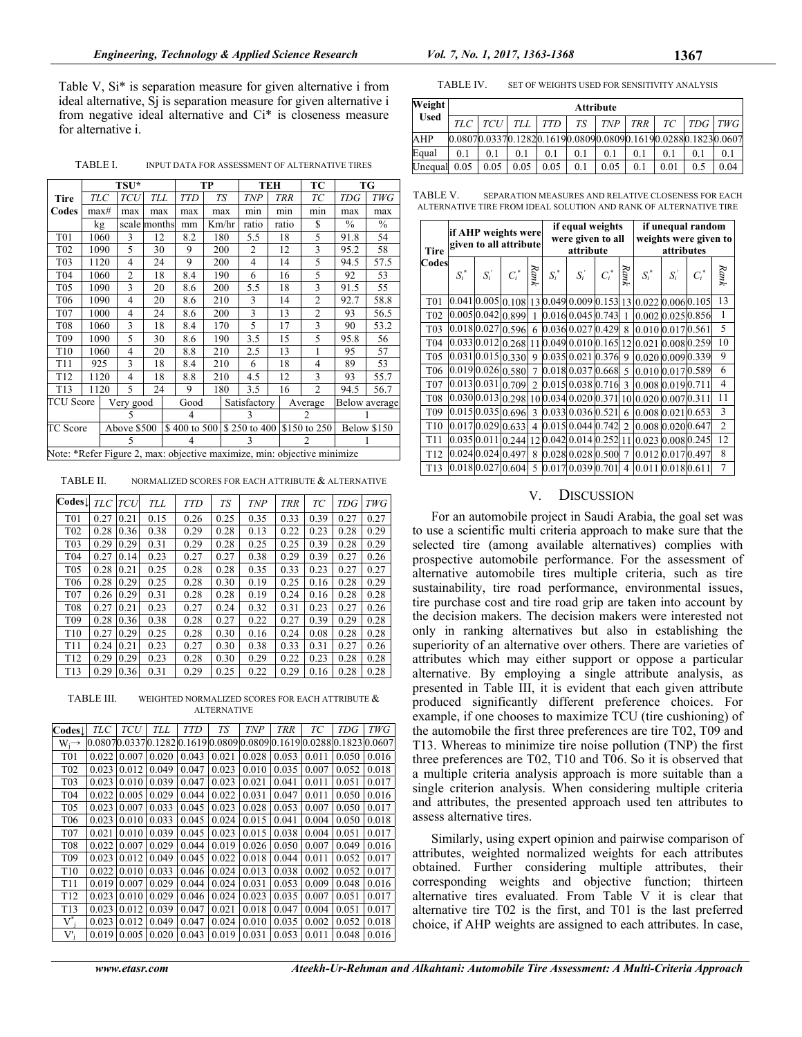Table V, Si* is separation measure for given alternative i from ideal alternative, Sj is separation measure for given alternative i from negative ideal alternative and Ci* is closeness measure for alternative i.

TABLE I. INPUT DATA FOR ASSESSMENT OF ALTERNATIVE TIRES

| Tire Codes | TSU* | | | TP | | TEH | | TC | TG | |
|---|---|---|---|---|---|---|---|---|---|---|
| | *TLC* | *TCU* | *TLL* | *TTD* | *TS* | *TNP* | *TRR* | *TC* | *TDG* | *TWG* |
| | max# | max | max | max | max | min | min | min | max | max |
| | kg | scale | months | mm | Km/hr | ratio | ratio | $ | % | % |
| T01 | 1060 | 3 | 12 | 8.2 | 180 | 5.5 | 18 | 5 | 91.8 | 54 |
| T02 | 1090 | 5 | 30 | 9 | 200 | 2 | 12 | 3 | 95.2 | 58 |
| T03 | 1120 | 4 | 24 | 9 | 200 | 4 | 14 | 5 | 94.5 | 57.5 |
| T04 | 1060 | 2 | 18 | 8.4 | 190 | 6 | 16 | 5 | 92 | 53 |
| T05 | 1090 | 3 | 20 | 8.6 | 200 | 5.5 | 18 | 3 | 91.5 | 55 |
| T06 | 1090 | 4 | 20 | 8.6 | 210 | 3 | 14 | 2 | 92.7 | 58.8 |
| T07 | 1000 | 4 | 24 | 8.6 | 200 | 3 | 13 | 2 | 93 | 56.5 |
| T08 | 1060 | 3 | 18 | 8.4 | 170 | 5 | 17 | 3 | 90 | 53.2 |
| T09 | 1090 | 5 | 30 | 8.6 | 190 | 3.5 | 15 | 5 | 95.8 | 56 |
| T10 | 1060 | 4 | 20 | 8.8 | 210 | 2.5 | 13 | 1 | 95 | 57 |
| T11 | 925 | 3 | 18 | 8.4 | 210 | 6 | 18 | 4 | 89 | 53 |
| T12 | 1120 | 4 | 18 | 8.8 | 210 | 4.5 | 12 | 3 | 93 | 55.7 |
| T13 | 1120 | 5 | 24 | 9 | 180 | 3.5 | 16 | 2 | 94.5 | 56.7 |
| TCU Score | Very good | | | Good | | Satisfactory | | Average | Below average | |
| | 5 | | | 4 | | 3 | | 2 | 1 | |
| TC Score | Above $500 | | | $ 400 to 500 | | $ 250 to 400 | | $150 to 250 | Below $150 | |
| | 5 | | | 4 | | 3 | | 2 | 1 | |

Note: *Refer Figure 2, max: objective maximize, min: objective minimize

TABLE II. NORMALIZED SCORES FOR EACH ATTRIBUTE & ALTERNATIVE

| Codes↓ | *TLC* | *TCU* | *TLL* | *TTD* | *TS* | *TNP* | *TRR* | *TC* | *TDG* | *TWG* |
|---|---|---|---|---|---|---|---|---|---|---|
| T01 | 0.27 | 0.21 | 0.15 | 0.26 | 0.25 | 0.35 | 0.33 | 0.39 | 0.27 | 0.27 |
| T02 | 0.28 | 0.36 | 0.38 | 0.29 | 0.28 | 0.13 | 0.22 | 0.23 | 0.28 | 0.29 |
| T03 | 0.29 | 0.29 | 0.31 | 0.29 | 0.28 | 0.25 | 0.25 | 0.39 | 0.28 | 0.29 |
| T04 | 0.27 | 0.14 | 0.23 | 0.27 | 0.27 | 0.38 | 0.29 | 0.39 | 0.27 | 0.26 |
| T05 | 0.28 | 0.21 | 0.25 | 0.28 | 0.28 | 0.35 | 0.33 | 0.23 | 0.27 | 0.27 |
| T06 | 0.28 | 0.29 | 0.25 | 0.28 | 0.30 | 0.19 | 0.25 | 0.16 | 0.28 | 0.29 |
| T07 | 0.26 | 0.29 | 0.31 | 0.28 | 0.28 | 0.19 | 0.24 | 0.16 | 0.28 | 0.28 |
| T08 | 0.27 | 0.21 | 0.23 | 0.27 | 0.24 | 0.32 | 0.31 | 0.23 | 0.27 | 0.26 |
| T09 | 0.28 | 0.36 | 0.38 | 0.28 | 0.27 | 0.22 | 0.27 | 0.39 | 0.29 | 0.28 |
| T10 | 0.27 | 0.29 | 0.25 | 0.28 | 0.30 | 0.16 | 0.24 | 0.08 | 0.28 | 0.28 |
| T11 | 0.24 | 0.21 | 0.23 | 0.27 | 0.30 | 0.38 | 0.33 | 0.31 | 0.27 | 0.26 |
| T12 | 0.29 | 0.29 | 0.23 | 0.28 | 0.30 | 0.29 | 0.22 | 0.23 | 0.28 | 0.28 |
| T13 | 0.29 | 0.36 | 0.31 | 0.29 | 0.25 | 0.22 | 0.29 | 0.16 | 0.28 | 0.28 |

TABLE III. WEIGHTED NORMALIZED SCORES FOR EACH ATTRIBUTE & ALTERNATIVE

| Codes↓ | *TLC* | *TCU* | *TLL* | *TTD* | *TS* | *TNP* | *TRR* | *TC* | *TDG* | *TWG* |
|---|---|---|---|---|---|---|---|---|---|---|
| $W_j$→ | 0.0807 | 0.0337 | 0.1282 | 0.1619 | 0.0809 | 0.0809 | 0.1619 | 0.0288 | 0.1823 | 0.0607 |
| T01 | 0.022 | 0.007 | 0.020 | 0.043 | 0.021 | 0.028 | 0.053 | 0.011 | 0.050 | 0.016 |
| T02 | 0.023 | 0.012 | 0.049 | 0.047 | 0.023 | 0.010 | 0.035 | 0.007 | 0.052 | 0.018 |
| T03 | 0.023 | 0.010 | 0.039 | 0.047 | 0.023 | 0.021 | 0.041 | 0.011 | 0.051 | 0.017 |
| T04 | 0.022 | 0.005 | 0.029 | 0.044 | 0.022 | 0.031 | 0.047 | 0.011 | 0.050 | 0.016 |
| T05 | 0.023 | 0.007 | 0.033 | 0.045 | 0.023 | 0.028 | 0.053 | 0.007 | 0.050 | 0.017 |
| T06 | 0.023 | 0.010 | 0.033 | 0.045 | 0.024 | 0.015 | 0.041 | 0.004 | 0.050 | 0.018 |
| T07 | 0.021 | 0.010 | 0.039 | 0.045 | 0.023 | 0.015 | 0.038 | 0.004 | 0.051 | 0.017 |
| T08 | 0.022 | 0.007 | 0.029 | 0.044 | 0.019 | 0.026 | 0.050 | 0.007 | 0.049 | 0.016 |
| T09 | 0.023 | 0.012 | 0.049 | 0.045 | 0.022 | 0.018 | 0.044 | 0.011 | 0.052 | 0.017 |
| T10 | 0.022 | 0.010 | 0.033 | 0.046 | 0.024 | 0.013 | 0.038 | 0.002 | 0.052 | 0.017 |
| T11 | 0.019 | 0.007 | 0.029 | 0.044 | 0.024 | 0.031 | 0.053 | 0.009 | 0.048 | 0.016 |
| T12 | 0.023 | 0.010 | 0.029 | 0.046 | 0.024 | 0.023 | 0.035 | 0.007 | 0.051 | 0.017 |
| T13 | 0.023 | 0.012 | 0.039 | 0.047 | 0.021 | 0.018 | 0.047 | 0.004 | 0.051 | 0.017 |
| $V^*_j$ | 0.023 | 0.012 | 0.049 | 0.047 | 0.024 | 0.010 | 0.035 | 0.002 | 0.052 | 0.018 |
| $V'_j$ | 0.019 | 0.005 | 0.020 | 0.043 | 0.019 | 0.031 | 0.053 | 0.011 | 0.048 | 0.016 |

TABLE IV. SET OF WEIGHTS USED FOR SENSITIVITY ANALYSIS

| Weight Used | Attribute | | | | | | | | | |
|---|---|---|---|---|---|---|---|---|---|---|
| | *TLC* | *TCU* | *TLL* | *TTD* | *TS* | *TNP* | *TRR* | *TC* | *TDG* | *TWG* |
| AHP | 0.0807 | 0.0337 | 0.1282 | 0.1619 | 0.0809 | 0.0809 | 0.1619 | 0.0288 | 0.1823 | 0.0607 |
| Equal | 0.1 | 0.1 | 0.1 | 0.1 | 0.1 | 0.1 | 0.1 | 0.1 | 0.1 | 0.1 |
| Unequal | 0.05 | 0.05 | 0.05 | 0.05 | 0.1 | 0.05 | 0.1 | 0.01 | 0.5 | 0.04 |

TABLE V. SEPARATION MEASURES AND RELATIVE CLOSENESS FOR EACH ALTERNATIVE TIRE FROM IDEAL SOLUTION AND RANK OF ALTERNATIVE TIRE

| Tire Codes | if AHP weights were given to all attribute | | | | if equal weights were given to all attribute | | | | if unequal random weights were given to attributes | | | |
|---|---|---|---|---|---|---|---|---|---|---|---|---|
| | $S_i^*$ | $S_i^{'}$ | $C_i^*$ | *Rank* | $S_i^*$ | $S_i^{'}$ | $C_i^*$ | *Rank* | $S_i^*$ | $S_i^{'}$ | $C_i^*$ | *Rank* |
| T01 | 0.041 | 0.005 | 0.108 | 13 | 0.049 | 0.009 | 0.153 | 13 | 0.022 | 0.006 | 0.105 | 13 |
| T02 | 0.005 | 0.042 | 0.899 | 1 | 0.016 | 0.045 | 0.743 | 1 | 0.002 | 0.025 | 0.856 | 1 |
| T03 | 0.018 | 0.027 | 0.596 | 6 | 0.036 | 0.027 | 0.429 | 8 | 0.010 | 0.017 | 0.561 | 5 |
| T04 | 0.033 | 0.012 | 0.268 | 11 | 0.049 | 0.010 | 0.165 | 12 | 0.021 | 0.008 | 0.259 | 10 |
| T05 | 0.031 | 0.015 | 0.330 | 9 | 0.035 | 0.021 | 0.376 | 9 | 0.020 | 0.009 | 0.339 | 9 |
| T06 | 0.019 | 0.026 | 0.580 | 7 | 0.018 | 0.037 | 0.668 | 5 | 0.010 | 0.017 | 0.589 | 6 |
| T07 | 0.013 | 0.031 | 0.709 | 2 | 0.015 | 0.038 | 0.716 | 3 | 0.008 | 0.019 | 0.711 | 4 |
| T08 | 0.030 | 0.013 | 0.298 | 10 | 0.034 | 0.020 | 0.371 | 10 | 0.020 | 0.007 | 0.311 | 11 |
| T09 | 0.015 | 0.035 | 0.696 | 3 | 0.033 | 0.036 | 0.521 | 6 | 0.008 | 0.021 | 0.653 | 3 |
| T10 | 0.017 | 0.029 | 0.633 | 4 | 0.015 | 0.044 | 0.742 | 2 | 0.008 | 0.020 | 0.647 | 2 |
| T11 | 0.035 | 0.011 | 0.244 | 12 | 0.042 | 0.014 | 0.252 | 11 | 0.023 | 0.008 | 0.245 | 12 |
| T12 | 0.024 | 0.024 | 0.497 | 8 | 0.028 | 0.028 | 0.500 | 7 | 0.012 | 0.017 | 0.497 | 8 |
| T13 | 0.018 | 0.027 | 0.604 | 5 | 0.017 | 0.039 | 0.701 | 4 | 0.011 | 0.018 | 0.611 | 7 |

## V. DISCUSSION

For an automobile project in Saudi Arabia, the goal set was to use a scientific multi criteria approach to make sure that the selected tire (among available alternatives) complies with prospective automobile performance. For the assessment of alternative automobile tires multiple criteria, such as tire sustainability, tire road performance, environmental issues, tire purchase cost and tire road grip are taken into account by the decision makers. The decision makers were interested not only in ranking alternatives but also in establishing the superiority of an alternative over others. There are varieties of attributes which may either support or oppose a particular alternative. By employing a single attribute analysis, as presented in Table III, it is evident that each given attribute produced significantly different preference choices. For example, if one chooses to maximize TCU (tire cushioning) of the automobile the first three preferences are tire T02, T09 and T13. Whereas to minimize tire noise pollution (TNP) the first three preferences are T02, T10 and T06. So it is observed that a multiple criteria analysis approach is more suitable than a single criterion analysis. When considering multiple criteria and attributes, the presented approach used ten attributes to assess alternative tires.

Similarly, using expert opinion and pairwise comparison of attributes, weighted normalized weights for each attributes obtained. Further considering multiple attributes, their corresponding weights and objective function; thirteen alternative tires evaluated. From Table V it is clear that alternative tire T02 is the first, and T01 is the last preferred choice, if AHP weights are assigned to each attributes. In case,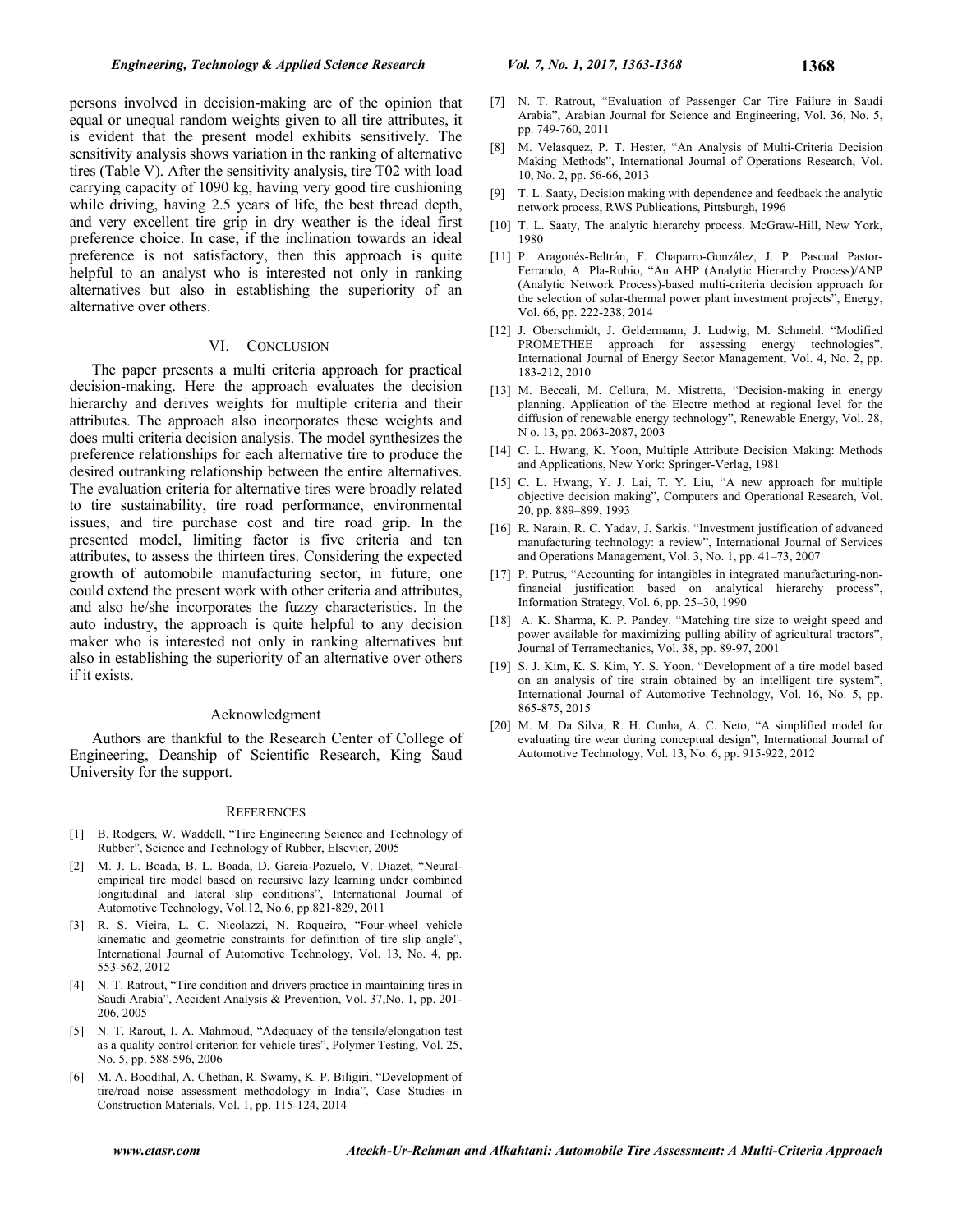persons involved in decision-making are of the opinion that equal or unequal random weights given to all tire attributes, it is evident that the present model exhibits sensitively. The sensitivity analysis shows variation in the ranking of alternative tires (Table V). After the sensitivity analysis, tire T02 with load carrying capacity of 1090 kg, having very good tire cushioning while driving, having 2.5 years of life, the best thread depth, and very excellent tire grip in dry weather is the ideal first preference choice. In case, if the inclination towards an ideal preference is not satisfactory, then this approach is quite helpful to an analyst who is interested not only in ranking alternatives but also in establishing the superiority of an alternative over others.

## VI. CONCLUSION

The paper presents a multi criteria approach for practical decision-making. Here the approach evaluates the decision hierarchy and derives weights for multiple criteria and their attributes. The approach also incorporates these weights and does multi criteria decision analysis. The model synthesizes the preference relationships for each alternative tire to produce the desired outranking relationship between the entire alternatives. The evaluation criteria for alternative tires were broadly related to tire sustainability, tire road performance, environmental issues, and tire purchase cost and tire road grip. In the presented model, limiting factor is five criteria and ten attributes, to assess the thirteen tires. Considering the expected growth of automobile manufacturing sector, in future, one could extend the present work with other criteria and attributes, and also he/she incorporates the fuzzy characteristics. In the auto industry, the approach is quite helpful to any decision maker who is interested not only in ranking alternatives but also in establishing the superiority of an alternative over others if it exists.

### Acknowledgment

Authors are thankful to the Research Center of College of Engineering, Deanship of Scientific Research, King Saud University for the support.

### REFERENCES

[1] B. Rodgers, W. Waddell, "Tire Engineering Science and Technology of Rubber", Science and Technology of Rubber, Elsevier, 2005

[2] M. J. L. Boada, B. L. Boada, D. Garcia-Pozuelo, V. Diazet, "Neural-empirical tire model based on recursive lazy learning under combined longitudinal and lateral slip conditions", International Journal of Automotive Technology, Vol.12, No.6, pp.821-829, 2011

[3] R. S. Vieira, L. C. Nicolazzi, N. Roqueiro, "Four-wheel vehicle kinematic and geometric constraints for definition of tire slip angle", International Journal of Automotive Technology, Vol. 13, No. 4, pp. 553-562, 2012

[4] N. T. Ratrout, "Tire condition and drivers practice in maintaining tires in Saudi Arabia", Accident Analysis & Prevention, Vol. 37,No. 1, pp. 201-206, 2005

[5] N. T. Rarout, I. A. Mahmoud, "Adequacy of the tensile/elongation test as a quality control criterion for vehicle tires", Polymer Testing, Vol. 25, No. 5, pp. 588-596, 2006

[6] M. A. Boodihal, A. Chethan, R. Swamy, K. P. Biligiri, "Development of tire/road noise assessment methodology in India", Case Studies in Construction Materials, Vol. 1, pp. 115-124, 2014

[7] N. T. Ratrout, "Evaluation of Passenger Car Tire Failure in Saudi Arabia", Arabian Journal for Science and Engineering, Vol. 36, No. 5, pp. 749-760, 2011

[8] M. Velasquez, P. T. Hester, "An Analysis of Multi-Criteria Decision Making Methods", International Journal of Operations Research, Vol. 10, No. 2, pp. 56-66, 2013

[9] T. L. Saaty, Decision making with dependence and feedback the analytic network process, RWS Publications, Pittsburgh, 1996

[10] T. L. Saaty, The analytic hierarchy process. McGraw-Hill, New York, 1980

[11] P. Aragonés-Beltrán, F. Chaparro-González, J. P. Pascual Pastor-Ferrando, A. Pla-Rubio, "An AHP (Analytic Hierarchy Process)/ANP (Analytic Network Process)-based multi-criteria decision approach for the selection of solar-thermal power plant investment projects", Energy, Vol. 66, pp. 222-238, 2014

[12] J. Oberschmidt, J. Geldermann, J. Ludwig, M. Schmehl. "Modified PROMETHEE approach for assessing energy technologies". International Journal of Energy Sector Management, Vol. 4, No. 2, pp. 183-212, 2010

[13] M. Beccali, M. Cellura, M. Mistretta, "Decision-making in energy planning. Application of the Electre method at regional level for the diffusion of renewable energy technology", Renewable Energy, Vol. 28, N o. 13, pp. 2063-2087, 2003

[14] C. L. Hwang, K. Yoon, Multiple Attribute Decision Making: Methods and Applications, New York: Springer-Verlag, 1981

[15] C. L. Hwang, Y. J. Lai, T. Y. Liu, "A new approach for multiple objective decision making", Computers and Operational Research, Vol. 20, pp. 889–899, 1993

[16] R. Narain, R. C. Yadav, J. Sarkis. "Investment justification of advanced manufacturing technology: a review", International Journal of Services and Operations Management, Vol. 3, No. 1, pp. 41–73, 2007

[17] P. Putrus, "Accounting for intangibles in integrated manufacturing-non-financial justification based on analytical hierarchy process", Information Strategy, Vol. 6, pp. 25–30, 1990

[18] A. K. Sharma, K. P. Pandey. "Matching tire size to weight speed and power available for maximizing pulling ability of agricultural tractors", Journal of Terramechanics, Vol. 38, pp. 89-97, 2001

[19] S. J. Kim, K. S. Kim, Y. S. Yoon. "Development of a tire model based on an analysis of tire strain obtained by an intelligent tire system", International Journal of Automotive Technology, Vol. 16, No. 5, pp. 865-875, 2015

[20] M. M. Da Silva, R. H. Cunha, A. C. Neto, "A simplified model for evaluating tire wear during conceptual design", International Journal of Automotive Technology, Vol. 13, No. 6, pp. 915-922, 2012